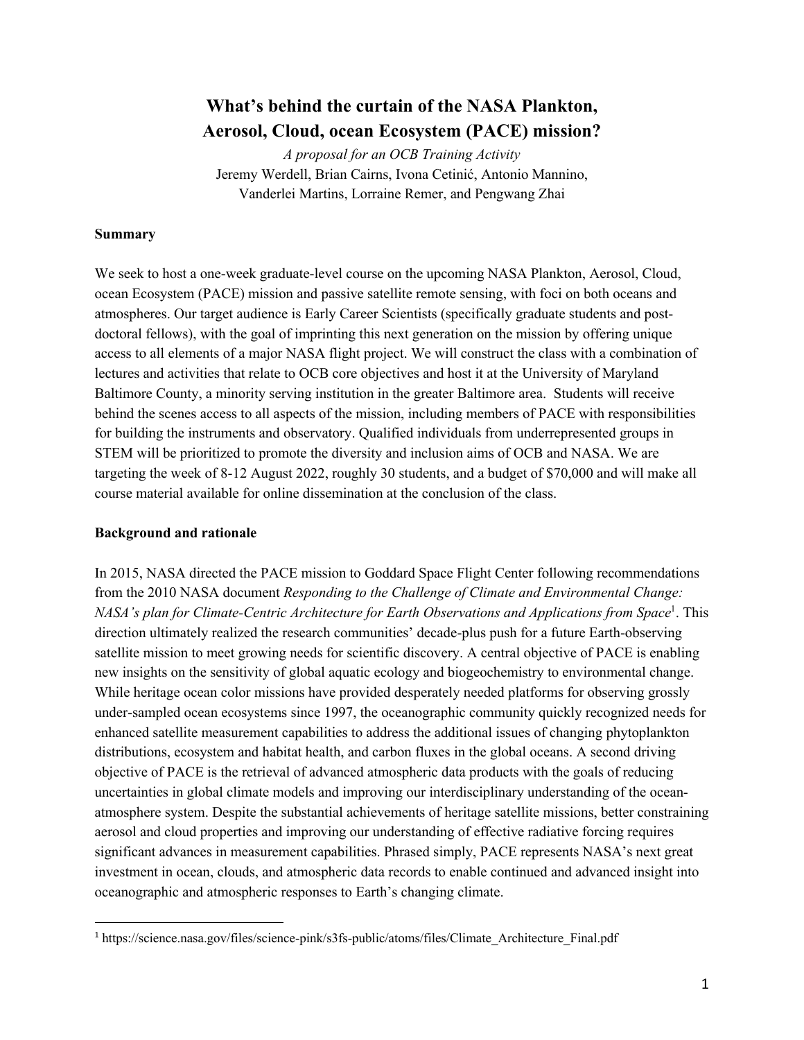# What's behind the curtain of the NASA Plankton, Aerosol, Cloud, ocean Ecosystem (PACE) mission?

*A proposal for an OCB Training Activity*

Jeremy Werdell, Brian Cairns, Ivona Cetinić, Antonio Mannino, Vanderlei Martins, Lorraine Remer, and Pengwang Zhai

**Summary**

We seek to host a one-week graduate-level course on the upcoming NASA Plankton, Aerosol, Cloud, ocean Ecosystem (PACE) mission and passive satellite remote sensing, with foci on both oceans and atmospheres. Our target audience is Early Career Scientists (specifically graduate students and post-doctoral fellows), with the goal of imprinting this next generation on the mission by offering unique access to all elements of a major NASA flight project. We will construct the class with a combination of lectures and activities that relate to OCB core objectives and host it at the University of Maryland Baltimore County, a minority serving institution in the greater Baltimore area. Students will receive behind the scenes access to all aspects of the mission, including members of PACE with responsibilities for building the instruments and observatory. Qualified individuals from underrepresented groups in STEM will be prioritized to promote the diversity and inclusion aims of OCB and NASA. We are targeting the week of 8-12 August 2022, roughly 30 students, and a budget of $70,000 and will make all course material available for online dissemination at the conclusion of the class.

**Background and rationale**

In 2015, NASA directed the PACE mission to Goddard Space Flight Center following recommendations from the 2010 NASA document *Responding to the Challenge of Climate and Environmental Change: NASA's plan for Climate-Centric Architecture for Earth Observations and Applications from Space*[1]. This direction ultimately realized the research communities' decade-plus push for a future Earth-observing satellite mission to meet growing needs for scientific discovery. A central objective of PACE is enabling new insights on the sensitivity of global aquatic ecology and biogeochemistry to environmental change. While heritage ocean color missions have provided desperately needed platforms for observing grossly under-sampled ocean ecosystems since 1997, the oceanographic community quickly recognized needs for enhanced satellite measurement capabilities to address the additional issues of changing phytoplankton distributions, ecosystem and habitat health, and carbon fluxes in the global oceans. A second driving objective of PACE is the retrieval of advanced atmospheric data products with the goals of reducing uncertainties in global climate models and improving our interdisciplinary understanding of the ocean-atmosphere system. Despite the substantial achievements of heritage satellite missions, better constraining aerosol and cloud properties and improving our understanding of effective radiative forcing requires significant advances in measurement capabilities. Phrased simply, PACE represents NASA's next great investment in ocean, clouds, and atmospheric data records to enable continued and advanced insight into oceanographic and atmospheric responses to Earth's changing climate.

[1] https://science.nasa.gov/files/science-pink/s3fs-public/atoms/files/Climate_Architecture_Final.pdf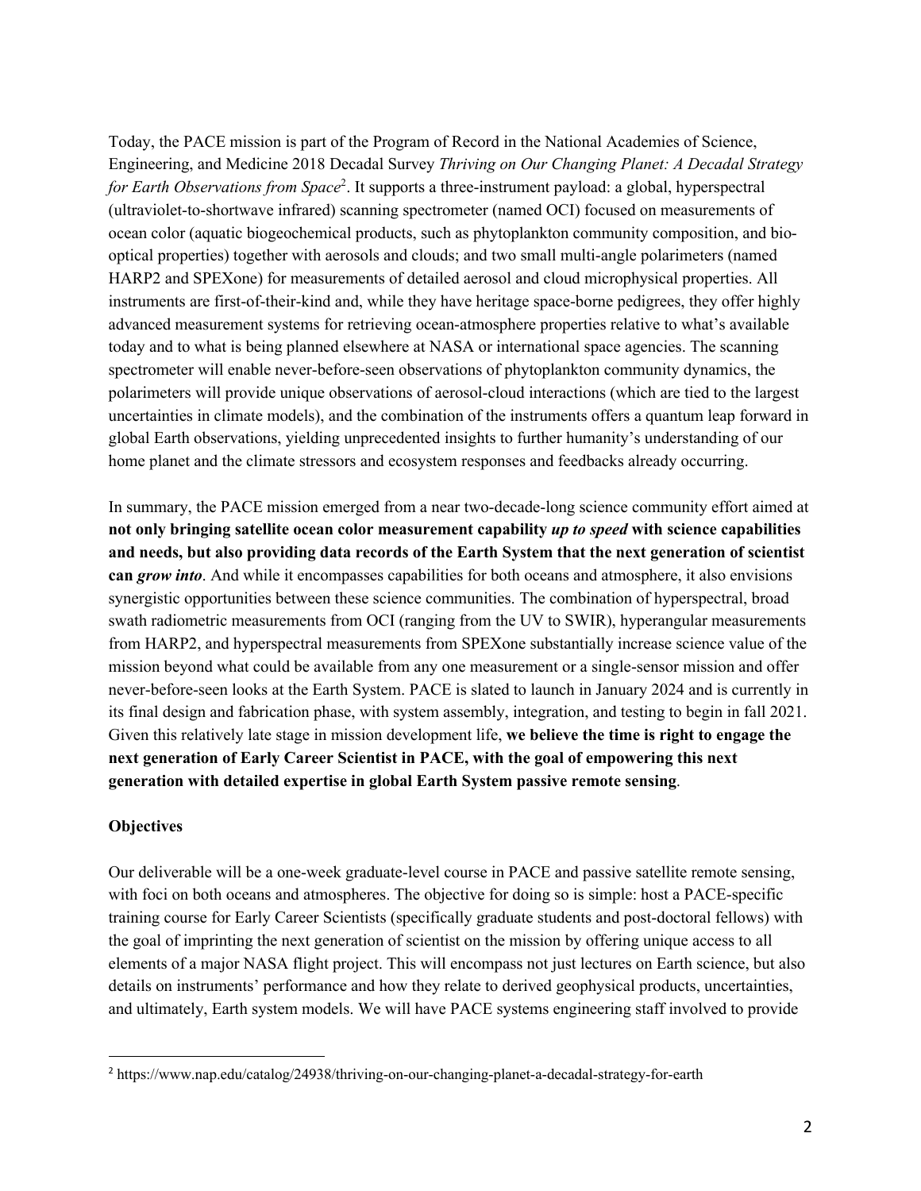Today, the PACE mission is part of the Program of Record in the National Academies of Science, Engineering, and Medicine 2018 Decadal Survey *Thriving on Our Changing Planet: A Decadal Strategy for Earth Observations from Space*[2]. It supports a three-instrument payload: a global, hyperspectral (ultraviolet-to-shortwave infrared) scanning spectrometer (named OCI) focused on measurements of ocean color (aquatic biogeochemical products, such as phytoplankton community composition, and bio-optical properties) together with aerosols and clouds; and two small multi-angle polarimeters (named HARP2 and SPEXone) for measurements of detailed aerosol and cloud microphysical properties. All instruments are first-of-their-kind and, while they have heritage space-borne pedigrees, they offer highly advanced measurement systems for retrieving ocean-atmosphere properties relative to what's available today and to what is being planned elsewhere at NASA or international space agencies. The scanning spectrometer will enable never-before-seen observations of phytoplankton community dynamics, the polarimeters will provide unique observations of aerosol-cloud interactions (which are tied to the largest uncertainties in climate models), and the combination of the instruments offers a quantum leap forward in global Earth observations, yielding unprecedented insights to further humanity's understanding of our home planet and the climate stressors and ecosystem responses and feedbacks already occurring.

In summary, the PACE mission emerged from a near two-decade-long science community effort aimed at **not only bringing satellite ocean color measurement capability *up to speed* with science capabilities and needs, but also providing data records of the Earth System that the next generation of scientist can *grow into***. And while it encompasses capabilities for both oceans and atmosphere, it also envisions synergistic opportunities between these science communities. The combination of hyperspectral, broad swath radiometric measurements from OCI (ranging from the UV to SWIR), hyperangular measurements from HARP2, and hyperspectral measurements from SPEXone substantially increase science value of the mission beyond what could be available from any one measurement or a single-sensor mission and offer never-before-seen looks at the Earth System. PACE is slated to launch in January 2024 and is currently in its final design and fabrication phase, with system assembly, integration, and testing to begin in fall 2021. Given this relatively late stage in mission development life, **we believe the time is right to engage the next generation of Early Career Scientist in PACE, with the goal of empowering this next generation with detailed expertise in global Earth System passive remote sensing**.

**Objectives**

Our deliverable will be a one-week graduate-level course in PACE and passive satellite remote sensing, with foci on both oceans and atmospheres. The objective for doing so is simple: host a PACE-specific training course for Early Career Scientists (specifically graduate students and post-doctoral fellows) with the goal of imprinting the next generation of scientist on the mission by offering unique access to all elements of a major NASA flight project. This will encompass not just lectures on Earth science, but also details on instruments' performance and how they relate to derived geophysical products, uncertainties, and ultimately, Earth system models. We will have PACE systems engineering staff involved to provide

[2] https://www.nap.edu/catalog/24938/thriving-on-our-changing-planet-a-decadal-strategy-for-earth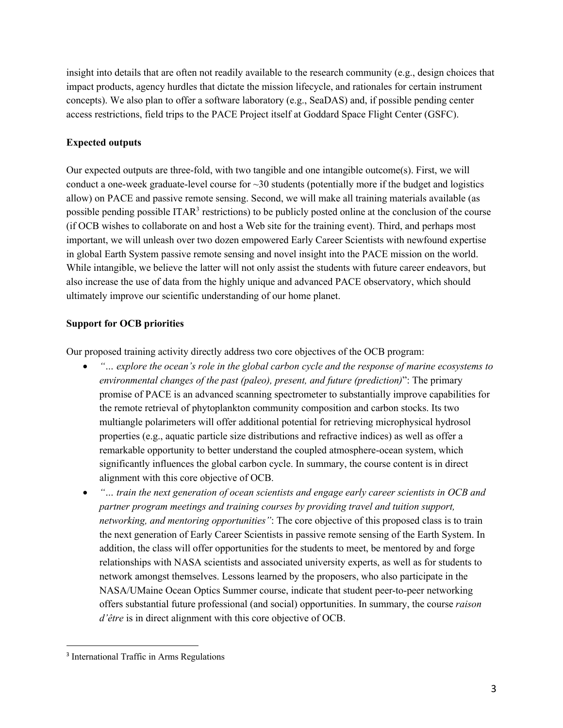insight into details that are often not readily available to the research community (e.g., design choices that impact products, agency hurdles that dictate the mission lifecycle, and rationales for certain instrument concepts). We also plan to offer a software laboratory (e.g., SeaDAS) and, if possible pending center access restrictions, field trips to the PACE Project itself at Goddard Space Flight Center (GSFC).

**Expected outputs**

Our expected outputs are three-fold, with two tangible and one intangible outcome(s). First, we will conduct a one-week graduate-level course for ~30 students (potentially more if the budget and logistics allow) on PACE and passive remote sensing. Second, we will make all training materials available (as possible pending possible ITAR[3] restrictions) to be publicly posted online at the conclusion of the course (if OCB wishes to collaborate on and host a Web site for the training event). Third, and perhaps most important, we will unleash over two dozen empowered Early Career Scientists with newfound expertise in global Earth System passive remote sensing and novel insight into the PACE mission on the world. While intangible, we believe the latter will not only assist the students with future career endeavors, but also increase the use of data from the highly unique and advanced PACE observatory, which should ultimately improve our scientific understanding of our home planet.

**Support for OCB priorities**

Our proposed training activity directly address two core objectives of the OCB program:

- *"… explore the ocean's role in the global carbon cycle and the response of marine ecosystems to environmental changes of the past (paleo), present, and future (prediction)*": The primary promise of PACE is an advanced scanning spectrometer to substantially improve capabilities for the remote retrieval of phytoplankton community composition and carbon stocks. Its two multiangle polarimeters will offer additional potential for retrieving microphysical hydrosol properties (e.g., aquatic particle size distributions and refractive indices) as well as offer a remarkable opportunity to better understand the coupled atmosphere-ocean system, which significantly influences the global carbon cycle. In summary, the course content is in direct alignment with this core objective of OCB.
- *"… train the next generation of ocean scientists and engage early career scientists in OCB and partner program meetings and training courses by providing travel and tuition support, networking, and mentoring opportunities"*: The core objective of this proposed class is to train the next generation of Early Career Scientists in passive remote sensing of the Earth System. In addition, the class will offer opportunities for the students to meet, be mentored by and forge relationships with NASA scientists and associated university experts, as well as for students to network amongst themselves. Lessons learned by the proposers, who also participate in the NASA/UMaine Ocean Optics Summer course, indicate that student peer-to-peer networking offers substantial future professional (and social) opportunities. In summary, the course *raison d'être* is in direct alignment with this core objective of OCB.

[3] International Traffic in Arms Regulations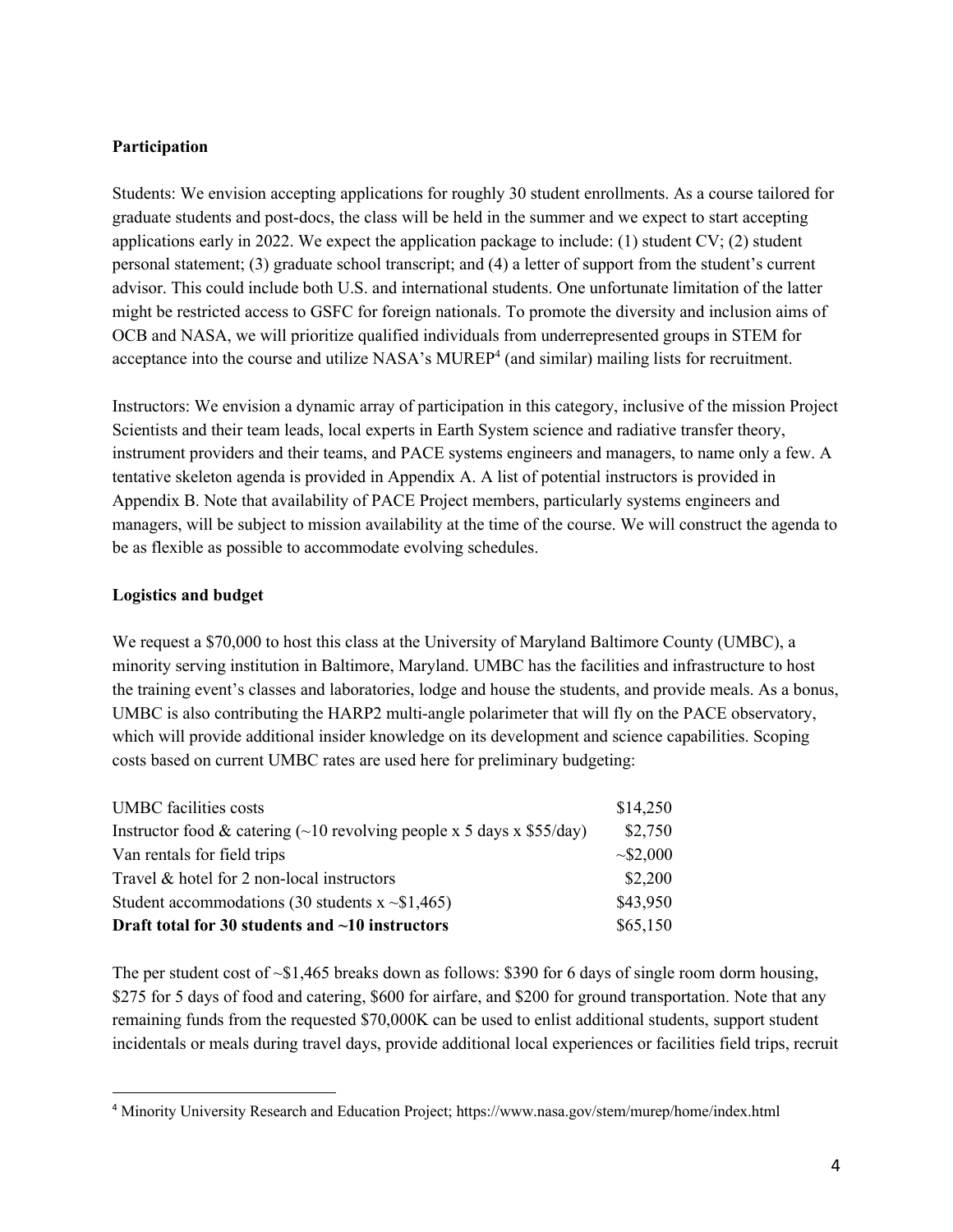**Participation**

Students: We envision accepting applications for roughly 30 student enrollments. As a course tailored for graduate students and post-docs, the class will be held in the summer and we expect to start accepting applications early in 2022. We expect the application package to include: (1) student CV; (2) student personal statement; (3) graduate school transcript; and (4) a letter of support from the student's current advisor. This could include both U.S. and international students. One unfortunate limitation of the latter might be restricted access to GSFC for foreign nationals. To promote the diversity and inclusion aims of OCB and NASA, we will prioritize qualified individuals from underrepresented groups in STEM for acceptance into the course and utilize NASA's MUREP[4] (and similar) mailing lists for recruitment.

Instructors: We envision a dynamic array of participation in this category, inclusive of the mission Project Scientists and their team leads, local experts in Earth System science and radiative transfer theory, instrument providers and their teams, and PACE systems engineers and managers, to name only a few. A tentative skeleton agenda is provided in Appendix A. A list of potential instructors is provided in Appendix B. Note that availability of PACE Project members, particularly systems engineers and managers, will be subject to mission availability at the time of the course. We will construct the agenda to be as flexible as possible to accommodate evolving schedules.

**Logistics and budget**

We request a $70,000 to host this class at the University of Maryland Baltimore County (UMBC), a minority serving institution in Baltimore, Maryland. UMBC has the facilities and infrastructure to host the training event's classes and laboratories, lodge and house the students, and provide meals. As a bonus, UMBC is also contributing the HARP2 multi-angle polarimeter that will fly on the PACE observatory, which will provide additional insider knowledge on its development and science capabilities. Scoping costs based on current UMBC rates are used here for preliminary budgeting:

| Item | Cost |
|---|---|
| UMBC facilities costs | $14,250 |
| Instructor food & catering (~10 revolving people x 5 days x $55/day) | $2,750 |
| Van rentals for field trips | ~$2,000 |
| Travel & hotel for 2 non-local instructors | $2,200 |
| Student accommodations (30 students x ~$1,465) | $43,950 |
| **Draft total for 30 students and ~10 instructors** | $65,150 |

The per student cost of ~$1,465 breaks down as follows: $390 for 6 days of single room dorm housing, $275 for 5 days of food and catering, $600 for airfare, and $200 for ground transportation. Note that any remaining funds from the requested $70,000K can be used to enlist additional students, support student incidentals or meals during travel days, provide additional local experiences or facilities field trips, recruit

[4] Minority University Research and Education Project; https://www.nasa.gov/stem/murep/home/index.html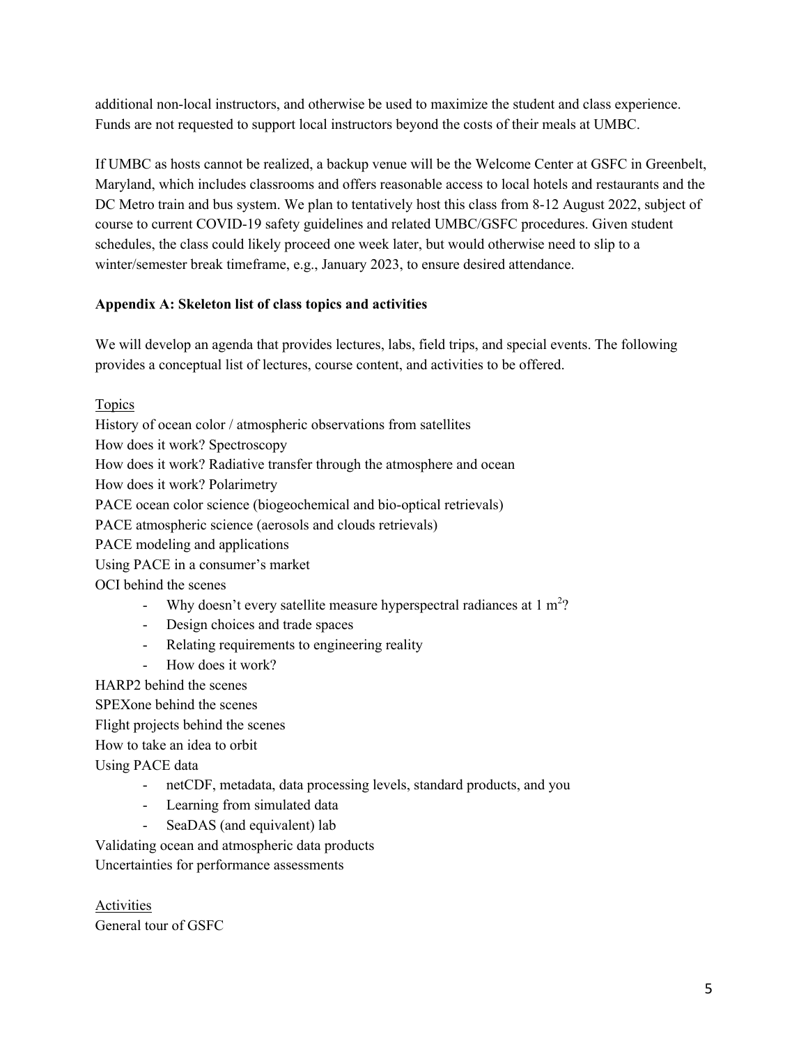additional non-local instructors, and otherwise be used to maximize the student and class experience. Funds are not requested to support local instructors beyond the costs of their meals at UMBC.

If UMBC as hosts cannot be realized, a backup venue will be the Welcome Center at GSFC in Greenbelt, Maryland, which includes classrooms and offers reasonable access to local hotels and restaurants and the DC Metro train and bus system. We plan to tentatively host this class from 8-12 August 2022, subject of course to current COVID-19 safety guidelines and related UMBC/GSFC procedures. Given student schedules, the class could likely proceed one week later, but would otherwise need to slip to a winter/semester break timeframe, e.g., January 2023, to ensure desired attendance.

**Appendix A: Skeleton list of class topics and activities**

We will develop an agenda that provides lectures, labs, field trips, and special events. The following provides a conceptual list of lectures, course content, and activities to be offered.

<u>Topics</u>

History of ocean color / atmospheric observations from satellites
How does it work? Spectroscopy
How does it work? Radiative transfer through the atmosphere and ocean
How does it work? Polarimetry
PACE ocean color science (biogeochemical and bio-optical retrievals)
PACE atmospheric science (aerosols and clouds retrievals)
PACE modeling and applications
Using PACE in a consumer's market
OCI behind the scenes

- Why doesn't every satellite measure hyperspectral radiances at 1 $m^2$?
- Design choices and trade spaces
- Relating requirements to engineering reality
- How does it work?

HARP2 behind the scenes
SPEXone behind the scenes
Flight projects behind the scenes
How to take an idea to orbit
Using PACE data

- netCDF, metadata, data processing levels, standard products, and you
- Learning from simulated data
- SeaDAS (and equivalent) lab

Validating ocean and atmospheric data products
Uncertainties for performance assessments

<u>Activities</u>

General tour of GSFC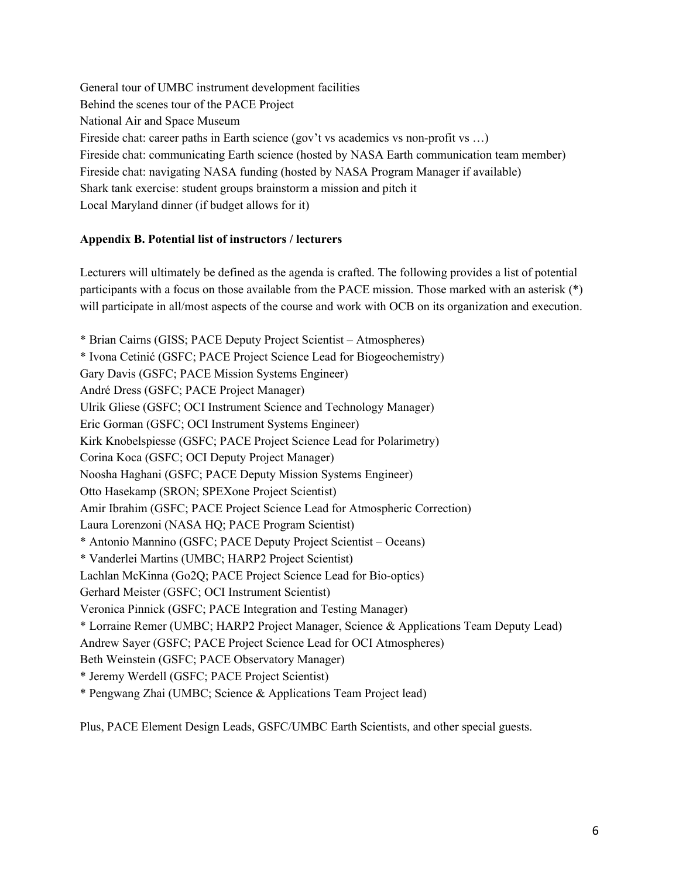General tour of UMBC instrument development facilities
Behind the scenes tour of the PACE Project
National Air and Space Museum
Fireside chat: career paths in Earth science (gov't vs academics vs non-profit vs …)
Fireside chat: communicating Earth science (hosted by NASA Earth communication team member)
Fireside chat: navigating NASA funding (hosted by NASA Program Manager if available)
Shark tank exercise: student groups brainstorm a mission and pitch it
Local Maryland dinner (if budget allows for it)

**Appendix B. Potential list of instructors / lecturers**

Lecturers will ultimately be defined as the agenda is crafted. The following provides a list of potential participants with a focus on those available from the PACE mission. Those marked with an asterisk (*) will participate in all/most aspects of the course and work with OCB on its organization and execution.

\* Brian Cairns (GISS; PACE Deputy Project Scientist – Atmospheres)
\* Ivona Cetinić (GSFC; PACE Project Science Lead for Biogeochemistry)
Gary Davis (GSFC; PACE Mission Systems Engineer)
André Dress (GSFC; PACE Project Manager)
Ulrik Gliese (GSFC; OCI Instrument Science and Technology Manager)
Eric Gorman (GSFC; OCI Instrument Systems Engineer)
Kirk Knobelspiesse (GSFC; PACE Project Science Lead for Polarimetry)
Corina Koca (GSFC; OCI Deputy Project Manager)
Noosha Haghani (GSFC; PACE Deputy Mission Systems Engineer)
Otto Hasekamp (SRON; SPEXone Project Scientist)
Amir Ibrahim (GSFC; PACE Project Science Lead for Atmospheric Correction)
Laura Lorenzoni (NASA HQ; PACE Program Scientist)
\* Antonio Mannino (GSFC; PACE Deputy Project Scientist – Oceans)
\* Vanderlei Martins (UMBC; HARP2 Project Scientist)
Lachlan McKinna (Go2Q; PACE Project Science Lead for Bio-optics)
Gerhard Meister (GSFC; OCI Instrument Scientist)
Veronica Pinnick (GSFC; PACE Integration and Testing Manager)
\* Lorraine Remer (UMBC; HARP2 Project Manager, Science & Applications Team Deputy Lead)
Andrew Sayer (GSFC; PACE Project Science Lead for OCI Atmospheres)
Beth Weinstein (GSFC; PACE Observatory Manager)
\* Jeremy Werdell (GSFC; PACE Project Scientist)
\* Pengwang Zhai (UMBC; Science & Applications Team Project lead)

Plus, PACE Element Design Leads, GSFC/UMBC Earth Scientists, and other special guests.